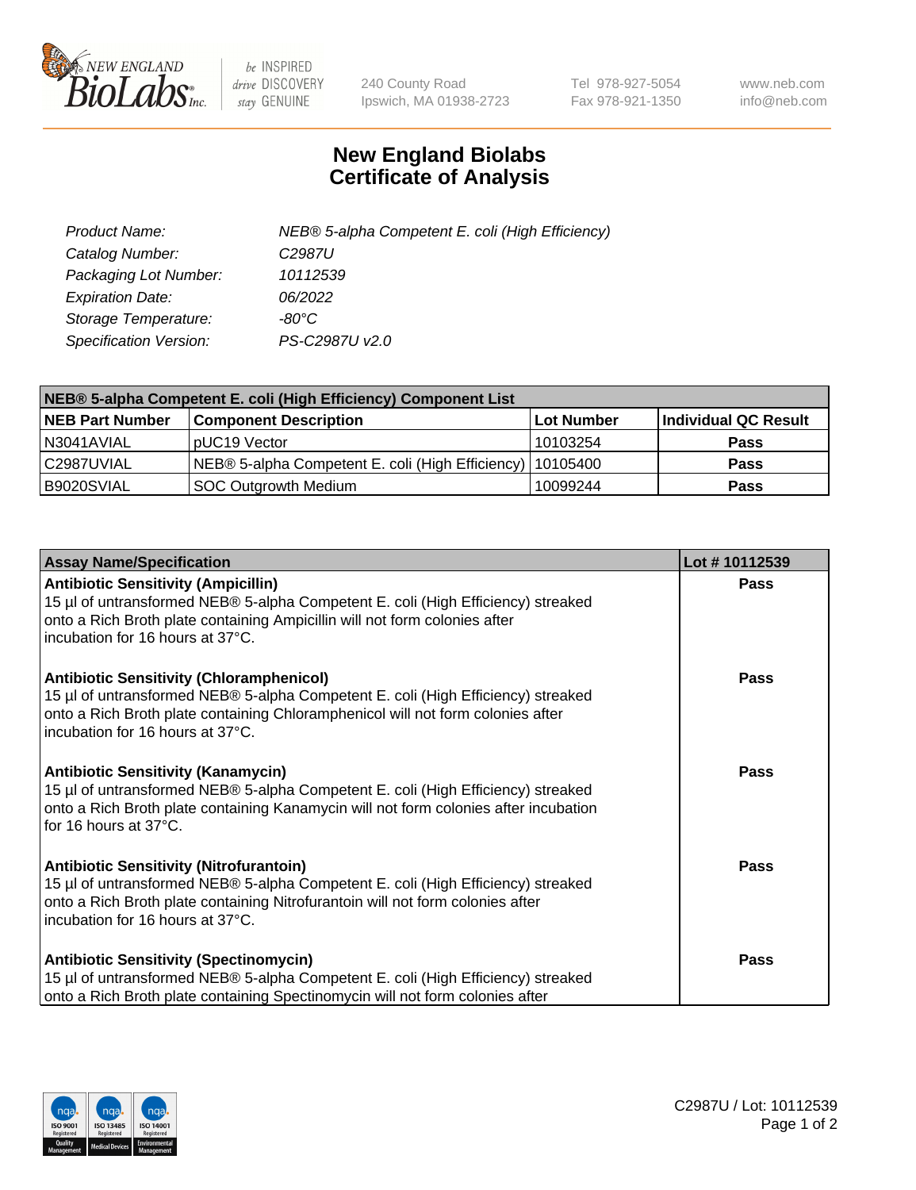# New England Biolabs Certificate of Analysis

| | |
|---|---|
| *Product Name:* | *NEB® 5-alpha Competent E. coli (High Efficiency)* |
| *Catalog Number:* | *C2987U* |
| *Packaging Lot Number:* | *10112539* |
| *Expiration Date:* | *06/2022* |
| *Storage Temperature:* | *-80°C* |
| *Specification Version:* | *PS-C2987U v2.0* |

| NEB® 5-alpha Competent E. coli (High Efficiency) Component List | | | |
|---|---|---|---|
| **NEB Part Number** | **Component Description** | **Lot Number** | **Individual QC Result** |
| N3041AVIAL | pUC19 Vector | 10103254 | **Pass** |
| C2987UVIAL | NEB® 5-alpha Competent E. coli (High Efficiency) | 10105400 | **Pass** |
| B9020SVIAL | SOC Outgrowth Medium | 10099244 | **Pass** |

| Assay Name/Specification | Lot # 10112539 |
|---|---|
| **Antibiotic Sensitivity (Ampicillin)**<br>15 µl of untransformed NEB® 5-alpha Competent E. coli (High Efficiency) streaked onto a Rich Broth plate containing Ampicillin will not form colonies after incubation for 16 hours at 37°C. | **Pass** |
| **Antibiotic Sensitivity (Chloramphenicol)**<br>15 µl of untransformed NEB® 5-alpha Competent E. coli (High Efficiency) streaked onto a Rich Broth plate containing Chloramphenicol will not form colonies after incubation for 16 hours at 37°C. | **Pass** |
| **Antibiotic Sensitivity (Kanamycin)**<br>15 µl of untransformed NEB® 5-alpha Competent E. coli (High Efficiency) streaked onto a Rich Broth plate containing Kanamycin will not form colonies after incubation for 16 hours at 37°C. | **Pass** |
| **Antibiotic Sensitivity (Nitrofurantoin)**<br>15 µl of untransformed NEB® 5-alpha Competent E. coli (High Efficiency) streaked onto a Rich Broth plate containing Nitrofurantoin will not form colonies after incubation for 16 hours at 37°C. | **Pass** |
| **Antibiotic Sensitivity (Spectinomycin)**<br>15 µl of untransformed NEB® 5-alpha Competent E. coli (High Efficiency) streaked onto a Rich Broth plate containing Spectinomycin will not form colonies after | **Pass** |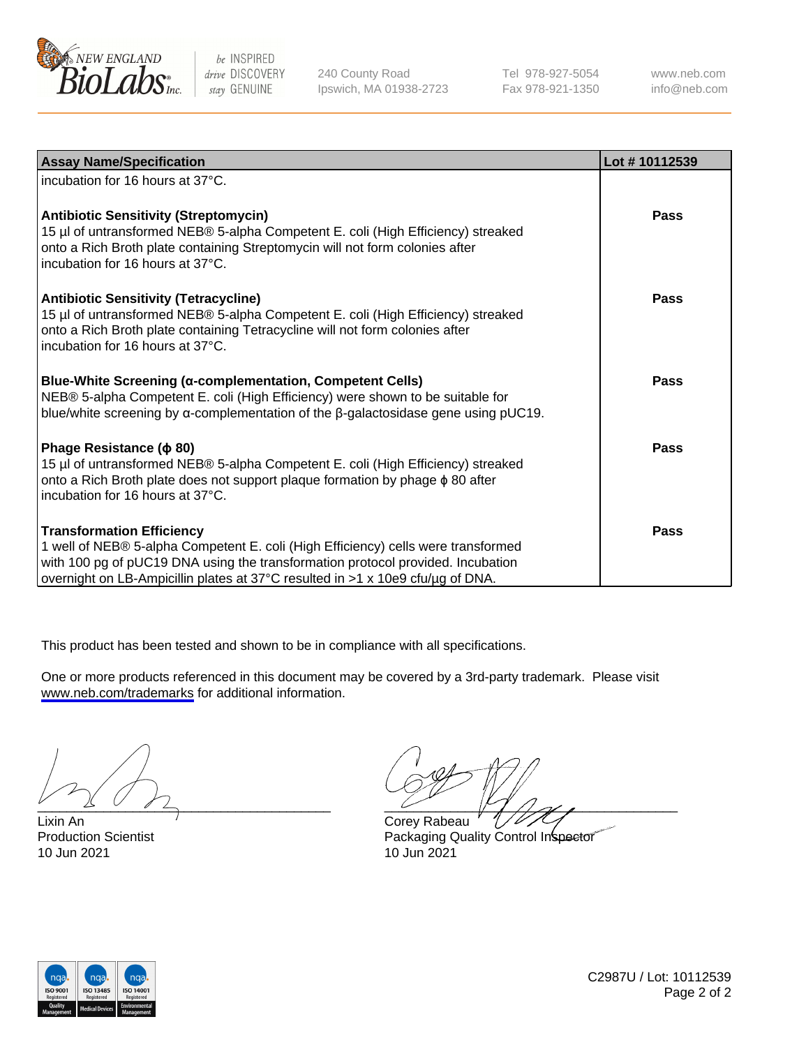| Assay Name/Specification | Lot # 10112539 |
|---|---|
| incubation for 16 hours at 37°C. | |
| **Antibiotic Sensitivity (Streptomycin)**<br>15 µl of untransformed NEB® 5-alpha Competent E. coli (High Efficiency) streaked onto a Rich Broth plate containing Streptomycin will not form colonies after incubation for 16 hours at 37°C. | Pass |
| **Antibiotic Sensitivity (Tetracycline)**<br>15 µl of untransformed NEB® 5-alpha Competent E. coli (High Efficiency) streaked onto a Rich Broth plate containing Tetracycline will not form colonies after incubation for 16 hours at 37°C. | Pass |
| **Blue-White Screening (α-complementation, Competent Cells)**<br>NEB® 5-alpha Competent E. coli (High Efficiency) were shown to be suitable for blue/white screening by α-complementation of the β-galactosidase gene using pUC19. | Pass |
| **Phage Resistance (ϕ 80)**<br>15 µl of untransformed NEB® 5-alpha Competent E. coli (High Efficiency) streaked onto a Rich Broth plate does not support plaque formation by phage ϕ 80 after incubation for 16 hours at 37°C. | Pass |
| **Transformation Efficiency**<br>1 well of NEB® 5-alpha Competent E. coli (High Efficiency) cells were transformed with 100 pg of pUC19 DNA using the transformation protocol provided. Incubation overnight on LB-Ampicillin plates at 37°C resulted in >1 x 10e9 cfu/µg of DNA. | Pass |

This product has been tested and shown to be in compliance with all specifications.

One or more products referenced in this document may be covered by a 3rd-party trademark. Please visit www.neb.com/trademarks for additional information.

Lixin An
Production Scientist
10 Jun 2021

Corey Rabeau
Packaging Quality Control Inspector
10 Jun 2021

C2987U / Lot: 10112539